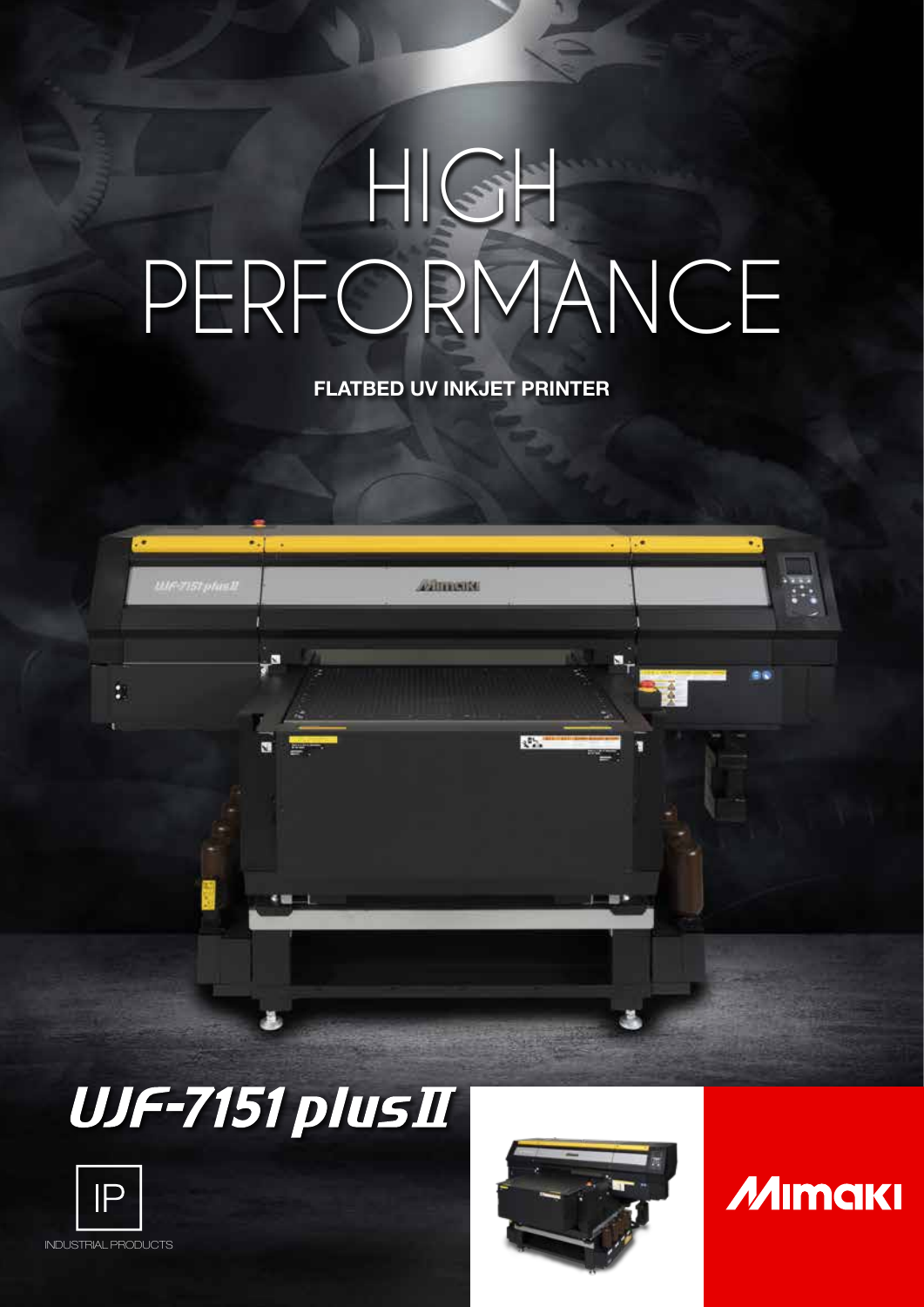# HIGH PERFORMANCE

**FLATBED UV INKJET PRINTER**

## UJF-7151 plusII

IP

INDUSTRIAL PRODUCTS

MIMAKI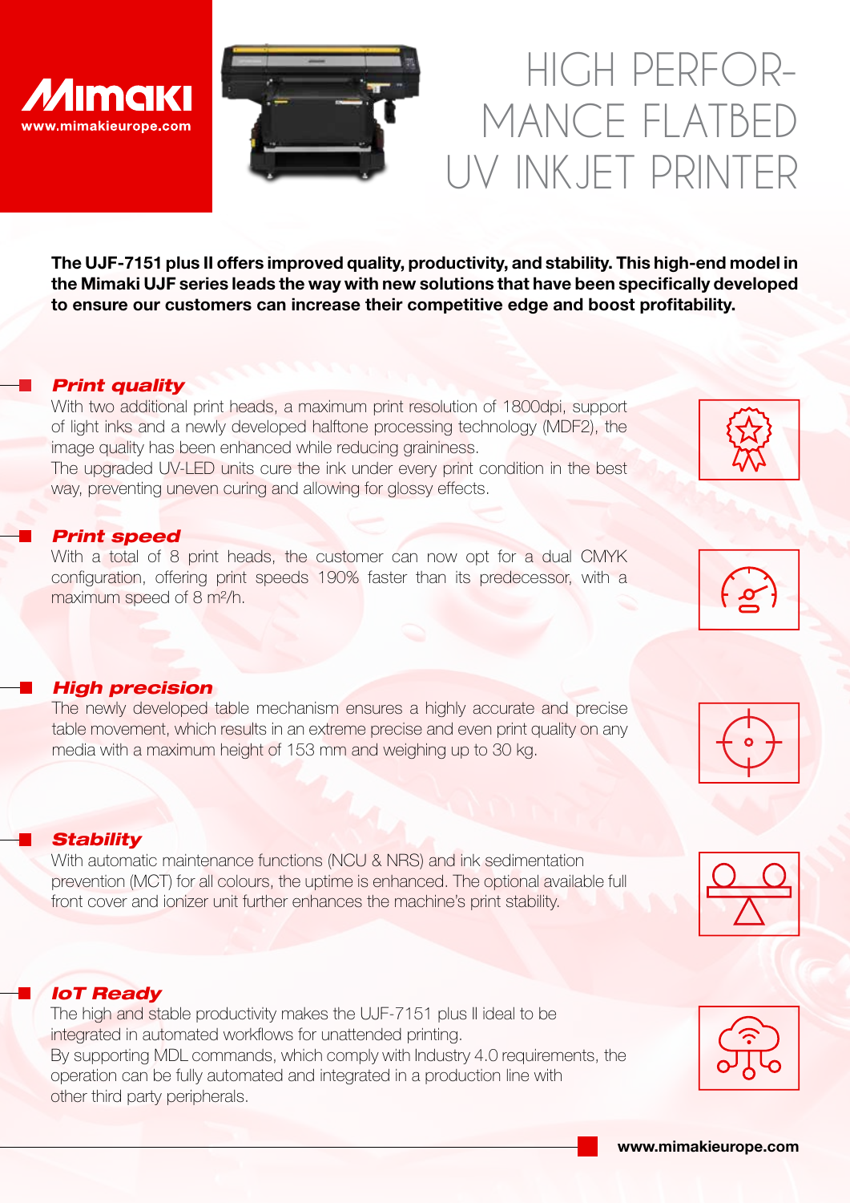Mimaki

www.mimakieurope.com

# HIGH PERFORMANCE FLATBED UV INKJET PRINTER

**The UJF-7151 plus II offers improved quality, productivity, and stability. This high-end model in the Mimaki UJF series leads the way with new solutions that have been specifically developed to ensure our customers can increase their competitive edge and boost profitability.**

## *Print quality*

With two additional print heads, a maximum print resolution of 1800dpi, support of light inks and a newly developed halftone processing technology (MDF2), the image quality has been enhanced while reducing graininess.
The upgraded UV-LED units cure the ink under every print condition in the best way, preventing uneven curing and allowing for glossy effects.

## *Print speed*

With a total of 8 print heads, the customer can now opt for a dual CMYK configuration, offering print speeds 190% faster than its predecessor, with a maximum speed of 8 $m^2$/h.

## *High precision*

The newly developed table mechanism ensures a highly accurate and precise table movement, which results in an extreme precise and even print quality on any media with a maximum height of 153 mm and weighing up to 30 kg.

## *Stability*

With automatic maintenance functions (NCU & NRS) and ink sedimentation prevention (MCT) for all colours, the uptime is enhanced. The optional available full front cover and ionizer unit further enhances the machine's print stability.

## *IoT Ready*

The high and stable productivity makes the UJF-7151 plus II ideal to be integrated in automated workflows for unattended printing.
By supporting MDL commands, which comply with Industry 4.0 requirements, the operation can be fully automated and integrated in a production line with other third party peripherals.

www.mimakieurope.com